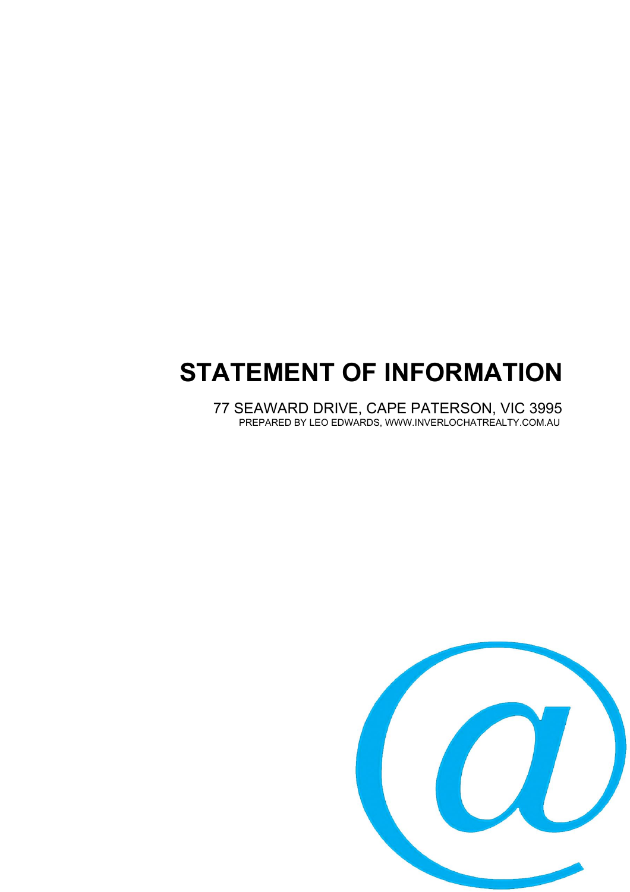# STATEMENT OF INFORMATION

77 SEAWARD DRIVE, CAPE PATERSON, VIC 3995

PREPARED BY LEO EDWARDS, WWW.INVERLOCHATREALTY.COM.AU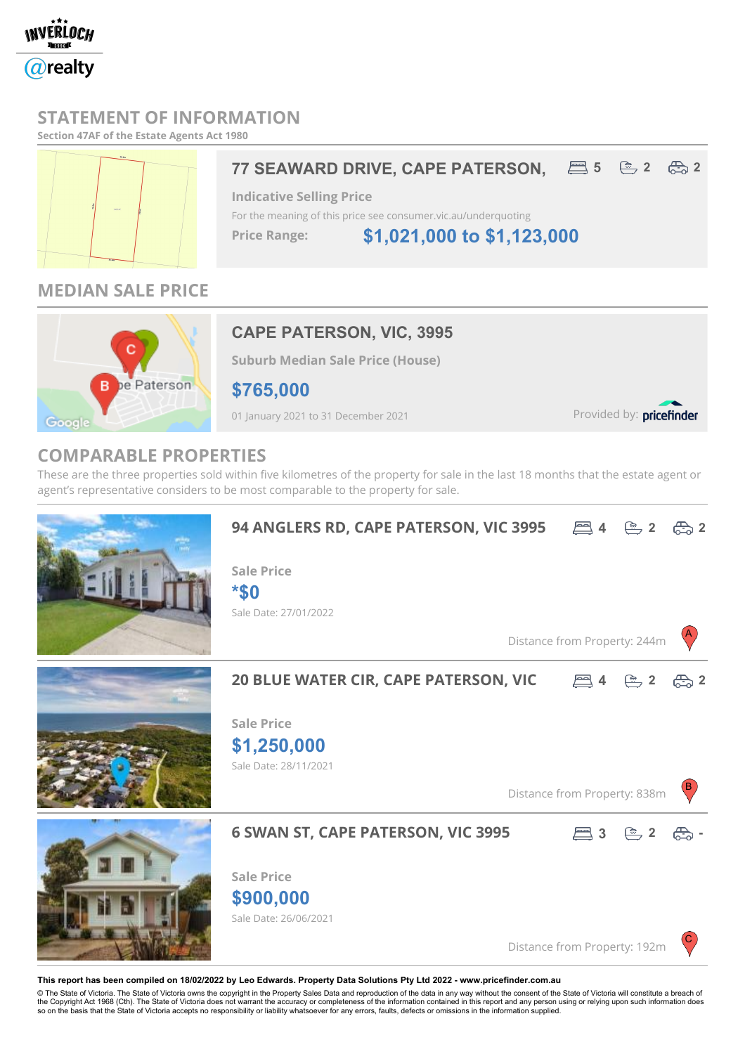# STATEMENT OF INFORMATION

**Section 47AF of the Estate Agents Act 1980**

## 77 SEAWARD DRIVE, CAPE PATERSON,

5 | 2 | 2

**Indicative Selling Price**

For the meaning of this price see consumer.vic.au/underquoting

**Price Range:** **$1,021,000 to $1,123,000**

## MEDIAN SALE PRICE

### CAPE PATERSON, VIC, 3995

**Suburb Median Sale Price (House)**

**$765,000**

01 January 2021 to 31 December 2021

Provided by: pricefinder

## COMPARABLE PROPERTIES

These are the three properties sold within five kilometres of the property for sale in the last 18 months that the estate agent or agent's representative considers to be most comparable to the property for sale.

### 94 ANGLERS RD, CAPE PATERSON, VIC 3995

4 | 2 | 2

**Sale Price**

***$0**

Sale Date: 27/01/2022

Distance from Property: 244m (A)

### 20 BLUE WATER CIR, CAPE PATERSON, VIC

4 | 2 | 2

**Sale Price**

**$1,250,000**

Sale Date: 28/11/2021

Distance from Property: 838m (B)

### 6 SWAN ST, CAPE PATERSON, VIC 3995

3 | 2 | -

**Sale Price**

**$900,000**

Sale Date: 26/06/2021

Distance from Property: 192m (C)

**This report has been compiled on 18/02/2022 by Leo Edwards. Property Data Solutions Pty Ltd 2022 - www.pricefinder.com.au**

© The State of Victoria. The State of Victoria owns the copyright in the Property Sales Data and reproduction of the data in any way without the consent of the State of Victoria will constitute a breach of the Copyright Act 1968 (Cth). The State of Victoria does not warrant the accuracy or completeness of the information contained in this report and any person using or relying upon such information does so on the basis that the State of Victoria accepts no responsibility or liability whatsoever for any errors, faults, defects or omissions in the information supplied.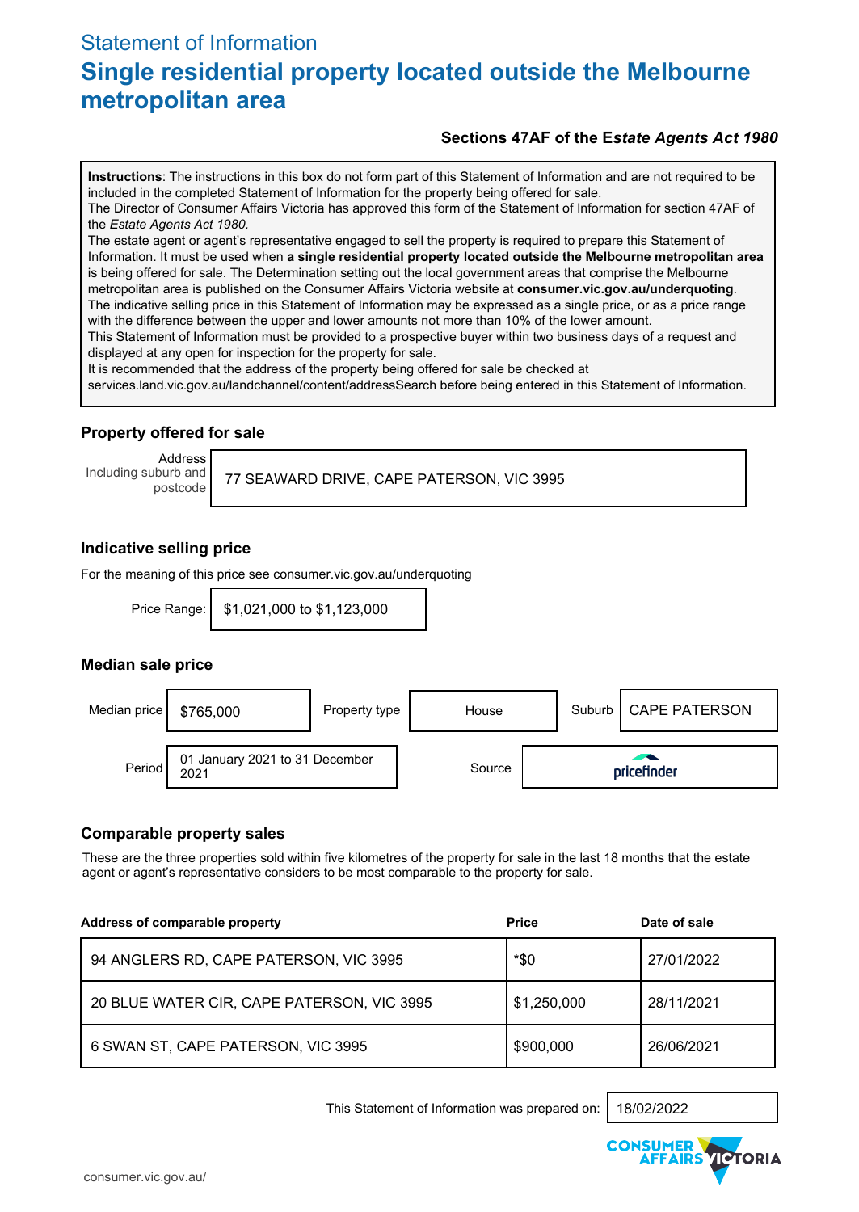# Statement of Information

## Single residential property located outside the Melbourne metropolitan area

**Sections 47AF of the *Estate Agents Act 1980***

**Instructions**: The instructions in this box do not form part of this Statement of Information and are not required to be included in the completed Statement of Information for the property being offered for sale.

The Director of Consumer Affairs Victoria has approved this form of the Statement of Information for section 47AF of the *Estate Agents Act 1980.*

The estate agent or agent's representative engaged to sell the property is required to prepare this Statement of Information. It must be used when **a single residential property located outside the Melbourne metropolitan area** is being offered for sale. The Determination setting out the local government areas that comprise the Melbourne metropolitan area is published on the Consumer Affairs Victoria website at **consumer.vic.gov.au/underquoting**.

The indicative selling price in this Statement of Information may be expressed as a single price, or as a price range with the difference between the upper and lower amounts not more than 10% of the lower amount.

This Statement of Information must be provided to a prospective buyer within two business days of a request and displayed at any open for inspection for the property for sale.

It is recommended that the address of the property being offered for sale be checked at services.land.vic.gov.au/landchannel/content/addressSearch before being entered in this Statement of Information.

### Property offered for sale

| | |
|---|---|
| Address Including suburb and postcode | 77 SEAWARD DRIVE, CAPE PATERSON, VIC 3995 |

### Indicative selling price

For the meaning of this price see consumer.vic.gov.au/underquoting

| | |
|---|---|
| Price Range: | $1,021,000 to $1,123,000 |

### Median sale price

| | | | | | |
|---|---|---|---|---|---|
| Median price | $765,000 | Property type | House | Suburb | CAPE PATERSON |
| Period | 01 January 2021 to 31 December 2021 | Source | pricefinder | | |

### Comparable property sales

These are the three properties sold within five kilometres of the property for sale in the last 18 months that the estate agent or agent's representative considers to be most comparable to the property for sale.

| Address of comparable property | Price | Date of sale |
|---|---|---|
| 94 ANGLERS RD, CAPE PATERSON, VIC 3995 | *$0 | 27/01/2022 |
| 20 BLUE WATER CIR, CAPE PATERSON, VIC 3995 | $1,250,000 | 28/11/2021 |
| 6 SWAN ST, CAPE PATERSON, VIC 3995 | $900,000 | 26/06/2021 |

This Statement of Information was prepared on: 18/02/2022